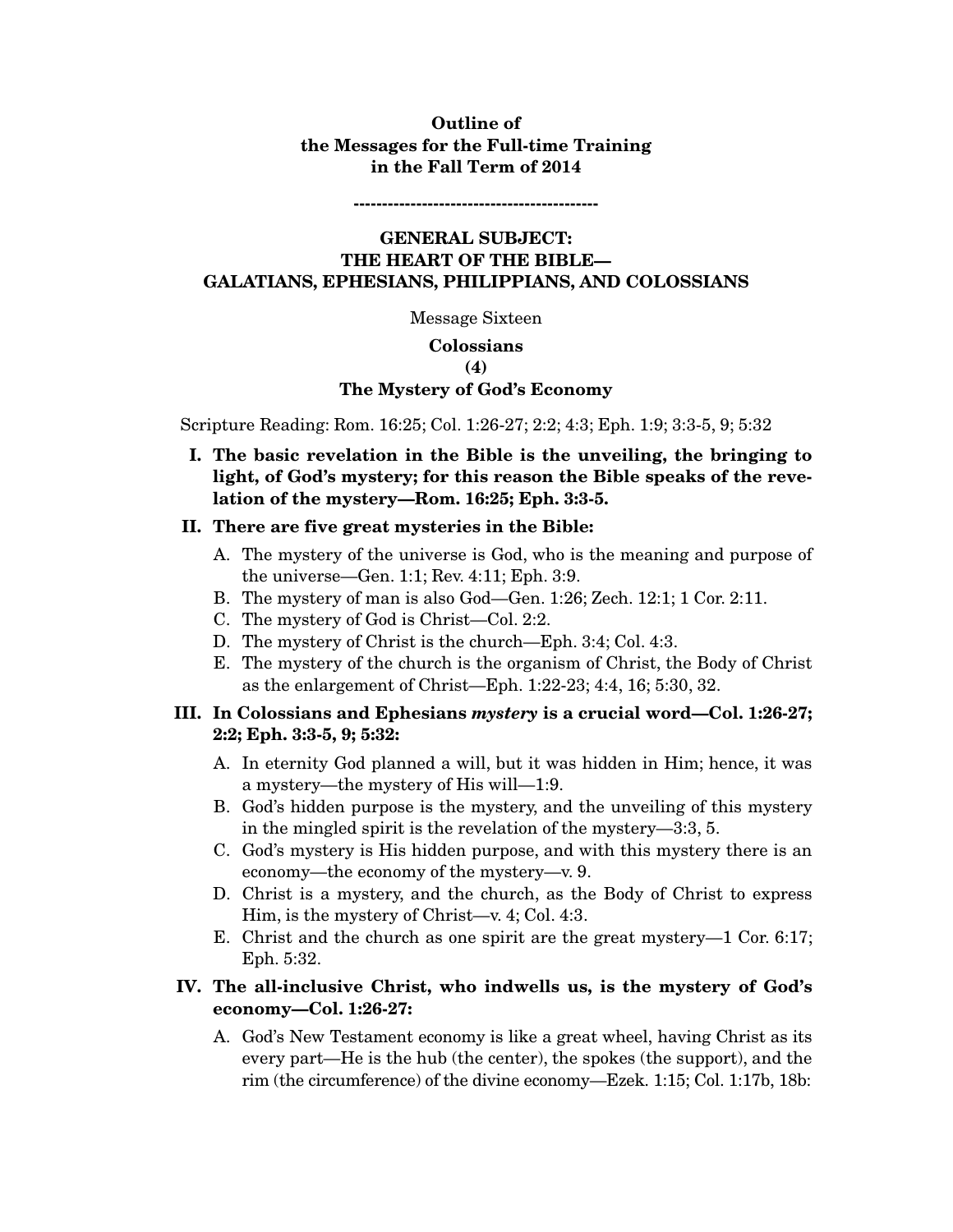**Outline of**
**the Messages for the Full-time Training**
**in the Fall Term of 2014**

--------------------------------------------

# GENERAL SUBJECT: THE HEART OF THE BIBLE— GALATIANS, EPHESIANS, PHILIPPIANS, AND COLOSSIANS

Message Sixteen

## Colossians (4) The Mystery of God's Economy

Scripture Reading: Rom. 16:25; Col. 1:26-27; 2:2; 4:3; Eph. 1:9; 3:3-5, 9; 5:32

**I. The basic revelation in the Bible is the unveiling, the bringing to light, of God's mystery; for this reason the Bible speaks of the revelation of the mystery—Rom. 16:25; Eph. 3:3-5.**

**II. There are five great mysteries in the Bible:**

A. The mystery of the universe is God, who is the meaning and purpose of the universe—Gen. 1:1; Rev. 4:11; Eph. 3:9.

B. The mystery of man is also God—Gen. 1:26; Zech. 12:1; 1 Cor. 2:11.

C. The mystery of God is Christ—Col. 2:2.

D. The mystery of Christ is the church—Eph. 3:4; Col. 4:3.

E. The mystery of the church is the organism of Christ, the Body of Christ as the enlargement of Christ—Eph. 1:22-23; 4:4, 16; 5:30, 32.

**III. In Colossians and Ephesians *mystery* is a crucial word—Col. 1:26-27; 2:2; Eph. 3:3-5, 9; 5:32:**

A. In eternity God planned a will, but it was hidden in Him; hence, it was a mystery—the mystery of His will—1:9.

B. God's hidden purpose is the mystery, and the unveiling of this mystery in the mingled spirit is the revelation of the mystery—3:3, 5.

C. God's mystery is His hidden purpose, and with this mystery there is an economy—the economy of the mystery—v. 9.

D. Christ is a mystery, and the church, as the Body of Christ to express Him, is the mystery of Christ—v. 4; Col. 4:3.

E. Christ and the church as one spirit are the great mystery—1 Cor. 6:17; Eph. 5:32.

**IV. The all-inclusive Christ, who indwells us, is the mystery of God's economy—Col. 1:26-27:**

A. God's New Testament economy is like a great wheel, having Christ as its every part—He is the hub (the center), the spokes (the support), and the rim (the circumference) of the divine economy—Ezek. 1:15; Col. 1:17b, 18b: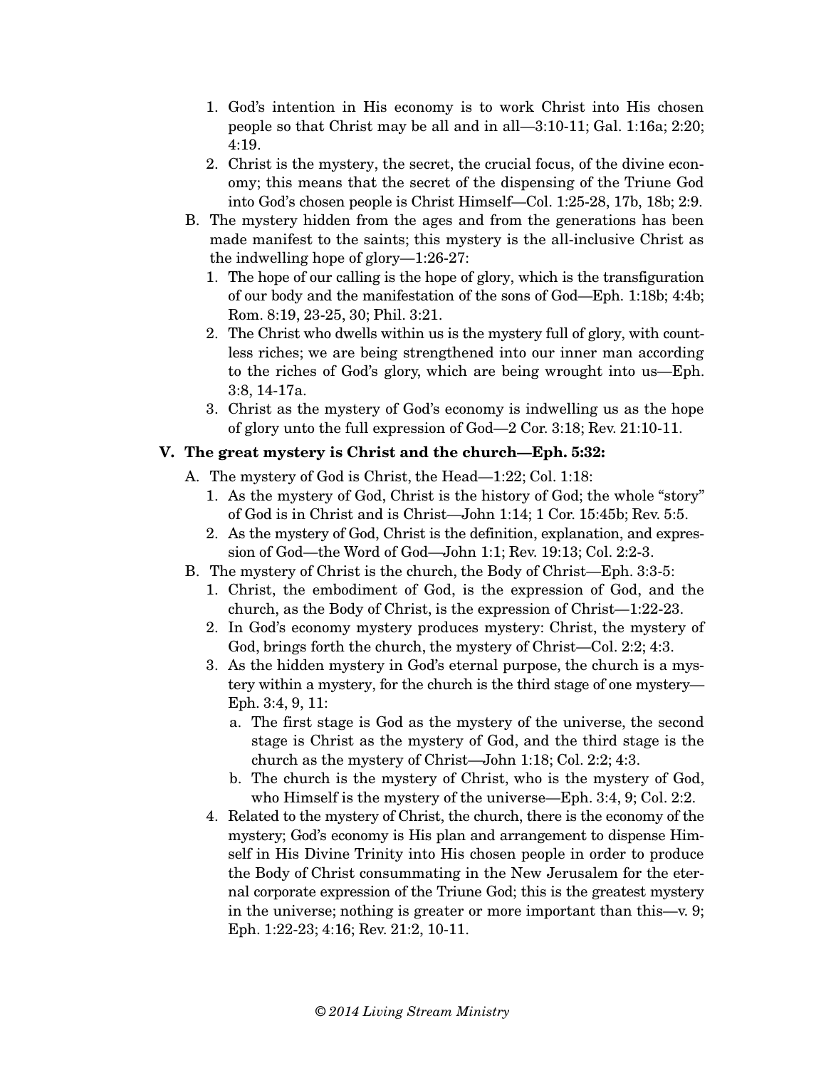1. God's intention in His economy is to work Christ into His chosen people so that Christ may be all and in all—3:10-11; Gal. 1:16a; 2:20; 4:19.
2. Christ is the mystery, the secret, the crucial focus, of the divine economy; this means that the secret of the dispensing of the Triune God into God's chosen people is Christ Himself—Col. 1:25-28, 17b, 18b; 2:9.

B. The mystery hidden from the ages and from the generations has been made manifest to the saints; this mystery is the all-inclusive Christ as the indwelling hope of glory—1:26-27:

1. The hope of our calling is the hope of glory, which is the transfiguration of our body and the manifestation of the sons of God—Eph. 1:18b; 4:4b; Rom. 8:19, 23-25, 30; Phil. 3:21.
2. The Christ who dwells within us is the mystery full of glory, with countless riches; we are being strengthened into our inner man according to the riches of God's glory, which are being wrought into us—Eph. 3:8, 14-17a.
3. Christ as the mystery of God's economy is indwelling us as the hope of glory unto the full expression of God—2 Cor. 3:18; Rev. 21:10-11.

**V. The great mystery is Christ and the church—Eph. 5:32:**

A. The mystery of God is Christ, the Head—1:22; Col. 1:18:

1. As the mystery of God, Christ is the history of God; the whole "story" of God is in Christ and is Christ—John 1:14; 1 Cor. 15:45b; Rev. 5:5.
2. As the mystery of God, Christ is the definition, explanation, and expression of God—the Word of God—John 1:1; Rev. 19:13; Col. 2:2-3.

B. The mystery of Christ is the church, the Body of Christ—Eph. 3:3-5:

1. Christ, the embodiment of God, is the expression of God, and the church, as the Body of Christ, is the expression of Christ—1:22-23.
2. In God's economy mystery produces mystery: Christ, the mystery of God, brings forth the church, the mystery of Christ—Col. 2:2; 4:3.
3. As the hidden mystery in God's eternal purpose, the church is a mystery within a mystery, for the church is the third stage of one mystery—Eph. 3:4, 9, 11:
   a. The first stage is God as the mystery of the universe, the second stage is Christ as the mystery of God, and the third stage is the church as the mystery of Christ—John 1:18; Col. 2:2; 4:3.
   b. The church is the mystery of Christ, who is the mystery of God, who Himself is the mystery of the universe—Eph. 3:4, 9; Col. 2:2.
4. Related to the mystery of Christ, the church, there is the economy of the mystery; God's economy is His plan and arrangement to dispense Himself in His Divine Trinity into His chosen people in order to produce the Body of Christ consummating in the New Jerusalem for the eternal corporate expression of the Triune God; this is the greatest mystery in the universe; nothing is greater or more important than this—v. 9; Eph. 1:22-23; 4:16; Rev. 21:2, 10-11.

*© 2014 Living Stream Ministry*